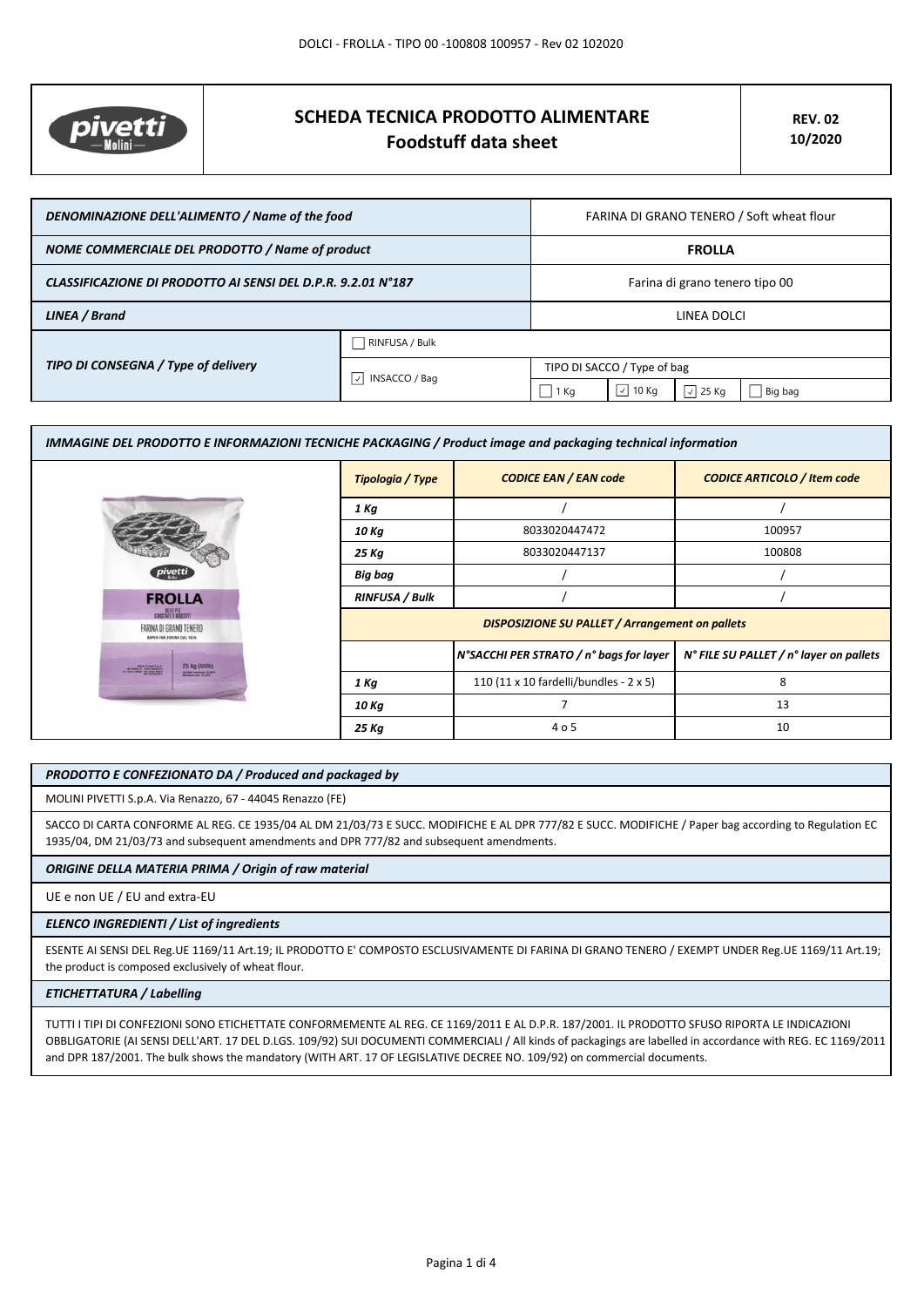# SCHEDA TECNICA PRODOTTO ALIMENTARE
## Foodstuff data sheet

**REV. 02**
**10/2020**

| | | | | | | |
|---|---|---|---|---|---|---|
| *DENOMINAZIONE DELL'ALIMENTO / Name of the food* | | FARINA DI GRANO TENERO / Soft wheat flour | | | | |
| *NOME COMMERCIALE DEL PRODOTTO / Name of product* | | **FROLLA** | | | | |
| *CLASSIFICAZIONE DI PRODOTTO AI SENSI DEL D.P.R. 9.2.01 N°187* | | Farina di grano tenero tipo 00 | | | | |
| *LINEA / Brand* | | LINEA DOLCI | | | | |
| *TIPO DI CONSEGNA / Type of delivery* | ☐ RINFUSA / Bulk | | | | | |
| | ☑ INSACCO / Bag | TIPO DI SACCO / Type of bag | | | | |
| | | ☐ 1 Kg | ☑ 10 Kg | ☑ 25 Kg | ☐ Big bag | |

*IMMAGINE DEL PRODOTTO E INFORMAZIONI TECNICHE PACKAGING / Product image and packaging technical information*

| *Tipologia / Type* | *CODICE EAN / EAN code* | *CODICE ARTICOLO / Item code* |
|---|---|---|
| *1 Kg* | / | / |
| *10 Kg* | 8033020447472 | 100957 |
| *25 Kg* | 8033020447137 | 100808 |
| *Big bag* | / | / |
| *RINFUSA / Bulk* | / | / |
| ***DISPOSIZIONE SU PALLET / Arrangement on pallets*** | | |
| | *N°SACCHI PER STRATO / n° bags for layer* | *N° FILE SU PALLET / n° layer on pallets* |
| *1 Kg* | 110 (11 x 10 fardelli/bundles - 2 x 5) | 8 |
| *10 Kg* | 7 | 13 |
| *25 Kg* | 4 o 5 | 10 |

*PRODOTTO E CONFEZIONATO DA / Produced and packaged by*

MOLINI PIVETTI S.p.A. Via Renazzo, 67 - 44045 Renazzo (FE)

SACCO DI CARTA CONFORME AL REG. CE 1935/04 AL DM 21/03/73 E SUCC. MODIFICHE E AL DPR 777/82 E SUCC. MODIFICHE / Paper bag according to Regulation EC 1935/04, DM 21/03/73 and subsequent amendments and DPR 777/82 and subsequent amendments.

*ORIGINE DELLA MATERIA PRIMA / Origin of raw material*

UE e non UE / EU and extra-EU

*ELENCO INGREDIENTI / List of ingredients*

ESENTE AI SENSI DEL Reg.UE 1169/11 Art.19; IL PRODOTTO E' COMPOSTO ESCLUSIVAMENTE DI FARINA DI GRANO TENERO / EXEMPT UNDER Reg.UE 1169/11 Art.19; the product is composed exclusively of wheat flour.

*ETICHETTATURA / Labelling*

TUTTI I TIPI DI CONFEZIONI SONO ETICHETTATE CONFORMEMENTE AL REG. CE 1169/2011 E AL D.P.R. 187/2001. IL PRODOTTO SFUSO RIPORTA LE INDICAZIONI OBBLIGATORIE (AI SENSI DELL'ART. 17 DEL D.LGS. 109/92) SUI DOCUMENTI COMMERCIALI / All kinds of packagings are labelled in accordance with REG. EC 1169/2011 and DPR 187/2001. The bulk shows the mandatory (WITH ART. 17 OF LEGISLATIVE DECREE NO. 109/92) on commercial documents.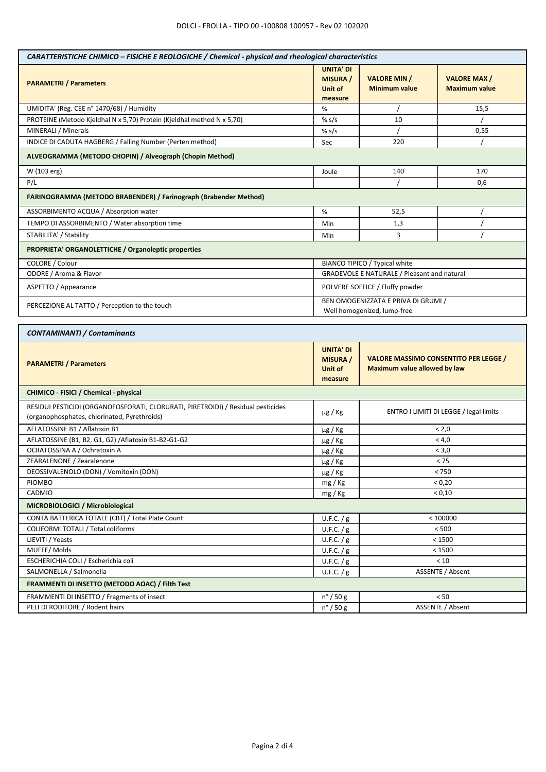| ***CARATTERISTICHE CHIMICO – FISICHE E REOLOGICHE / Chemical - physical and rheological characteristics*** | | | |
|---|---|---|---|
| **PARAMETRI / Parameters** | **UNITA' DI MISURA / Unit of measure** | **VALORE MIN / Minimum value** | **VALORE MAX / Maximum value** |
| UMIDITA' (Reg. CEE n° 1470/68) / Humidity | % | / | 15,5 |
| PROTEINE (Metodo Kjeldhal N x 5,70) Protein (Kjeldhal method N x 5,70) | % s/s | 10 | / |
| MINERALI / Minerals | % s/s | / | 0,55 |
| INDICE DI CADUTA HAGBERG / Falling Number (Perten method) | Sec | 220 | / |
| **ALVEOGRAMMA (METODO CHOPIN) / Alveograph (Chopin Method)** | | | |
| W (103 erg) | Joule | 140 | 170 |
| P/L | | / | 0,6 |
| **FARINOGRAMMA (METODO BRABENDER) / Farinograph (Brabender Method)** | | | |
| ASSORBIMENTO ACQUA / Absorption water | % | 52,5 | / |
| TEMPO DI ASSORBIMENTO / Water absorption time | Min | 1,3 | / |
| STABILITA' / Stability | Min | 3 | / |
| **PROPRIETA' ORGANOLETTICHE / Organoleptic properties** | | | |
| COLORE / Colour | BIANCO TIPICO / Typical white | | |
| ODORE / Aroma & Flavor | GRADEVOLE E NATURALE / Pleasant and natural | | |
| ASPETTO / Appearance | POLVERE SOFFICE / Fluffy powder | | |
| PERCEZIONE AL TATTO / Perception to the touch | BEN OMOGENIZZATA E PRIVA DI GRUMI / Well homogenized, lump-free | | |

| ***CONTAMINANTI / Contaminants*** | | |
|---|---|---|
| **PARAMETRI / Parameters** | **UNITA' DI MISURA / Unit of measure** | **VALORE MASSIMO CONSENTITO PER LEGGE / Maximum value allowed by law** |
| **CHIMICO - FISICI / Chemical - physical** | | |
| RESIDUI PESTICIDI (ORGANOFOSFORATI, CLORURATI, PIRETROIDI) / Residual pesticides (organophosphates, chlorinated, Pyrethroids) | µg / Kg | ENTRO I LIMITI DI LEGGE / legal limits |
| AFLATOSSINE B1 / Aflatoxin B1 | µg / Kg | < 2,0 |
| AFLATOSSINE (B1, B2, G1, G2) /Aflatoxin B1-B2-G1-G2 | µg / Kg | < 4,0 |
| OCRATOSSINA A / Ochratoxin A | µg / Kg | < 3,0 |
| ZEARALENONE / Zearalenone | µg / Kg | < 75 |
| DEOSSIVALENOLO (DON) / Vomitoxin (DON) | µg / Kg | < 750 |
| PIOMBO | mg / Kg | < 0,20 |
| CADMIO | mg / Kg | < 0,10 |
| **MICROBIOLOGICI / Microbiological** | | |
| CONTA BATTERICA TOTALE (CBT) / Total Plate Count | U.F.C. / g | < 100000 |
| COLIFORMI TOTALI / Total coliforms | U.F.C. / g | < 500 |
| LIEVITI / Yeasts | U.F.C. / g | < 1500 |
| MUFFE/ Molds | U.F.C. / g | < 1500 |
| ESCHERICHIA COLI / Escherichia coli | U.F.C. / g | < 10 |
| SALMONELLA / Salmonella | U.F.C. / g | ASSENTE / Absent |
| **FRAMMENTI DI INSETTO (METODO AOAC) / Filth Test** | | |
| FRAMMENTI DI INSETTO / Fragments of insect | n° / 50 g | < 50 |
| PELI DI RODITORE / Rodent hairs | n° / 50 g | ASSENTE / Absent |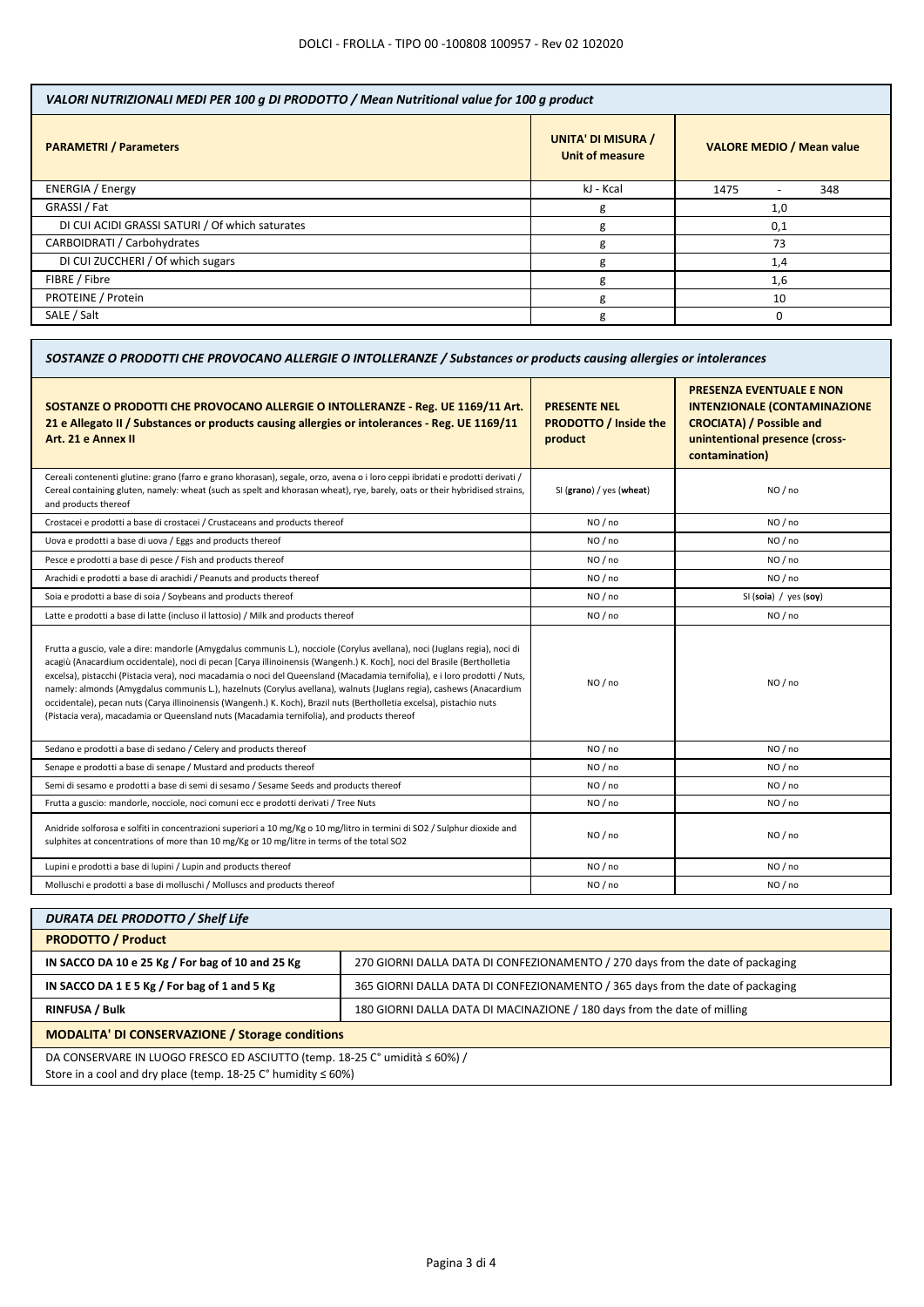DOLCI - FROLLA - TIPO 00 -100808 100957 - Rev 02 102020

| *VALORI NUTRIZIONALI MEDI PER 100 g DI PRODOTTO / Mean Nutritional value for 100 g product* | | |
|---|---|---|
| **PARAMETRI / Parameters** | **UNITA' DI MISURA / Unit of measure** | **VALORE MEDIO / Mean value** |
| ENERGIA / Energy | kJ - Kcal | 1475 - 348 |
| GRASSI / Fat | g | 1,0 |
| DI CUI ACIDI GRASSI SATURI / Of which saturates | g | 0,1 |
| CARBOIDRATI / Carbohydrates | g | 73 |
| DI CUI ZUCCHERI / Of which sugars | g | 1,4 |
| FIBRE / Fibre | g | 1,6 |
| PROTEINE / Protein | g | 10 |
| SALE / Salt | g | 0 |

| *SOSTANZE O PRODOTTI CHE PROVOCANO ALLERGIE O INTOLLERANZE / Substances or products causing allergies or intolerances* | | |
|---|---|---|
| **SOSTANZE O PRODOTTI CHE PROVOCANO ALLERGIE O INTOLLERANZE - Reg. UE 1169/11 Art. 21 e Allegato II / Substances or products causing allergies or intolerances - Reg. UE 1169/11 Art. 21 e Annex II** | **PRESENTE NEL PRODOTTO / Inside the product** | **PRESENZA EVENTUALE E NON INTENZIONALE (CONTAMINAZIONE CROCIATA) / Possible and unintentional presence (cross-contamination)** |
| Cereali contenenti glutine: grano (farro e grano khorasan), segale, orzo, avena o i loro ceppi ibridati e prodotti derivati / Cereal containing gluten, namely: wheat (such as spelt and khorasan wheat), rye, barely, oats or their hybridised strains, and products thereof | SI (**grano**) / yes (**wheat**) | NO / no |
| Crostacei e prodotti a base di crostacei / Crustaceans and products thereof | NO / no | NO / no |
| Uova e prodotti a base di uova / Eggs and products thereof | NO / no | NO / no |
| Pesce e prodotti a base di pesce / Fish and products thereof | NO / no | NO / no |
| Arachidi e prodotti a base di arachidi / Peanuts and products thereof | NO / no | NO / no |
| Soia e prodotti a base di soia / Soybeans and products thereof | NO / no | SI (**soia**) / yes (**soy**) |
| Latte e prodotti a base di latte (incluso il lattosio) / Milk and products thereof | NO / no | NO / no |
| Frutta a guscio, vale a dire: mandorle (Amygdalus communis L.), nocciole (Corylus avellana), noci (Juglans regia), noci di acagiù (Anacardium occidentale), noci di pecan [Carya illinoinensis (Wangenh.) K. Koch], noci del Brasile (Bertholletia excelsa), pistacchi (Pistacia vera), noci macadamia o noci del Queensland (Macadamia ternifolia), e i loro prodotti / Nuts, namely: almonds (Amygdalus communis L.), hazelnuts (Corylus avellana), walnuts (Juglans regia), cashews (Anacardium occidentale), pecan nuts (Carya illinoinensis (Wangenh.) K. Koch), Brazil nuts (Bertholletia excelsa), pistachio nuts (Pistacia vera), macadamia or Queensland nuts (Macadamia ternifolia), and products thereof | NO / no | NO / no |
| Sedano e prodotti a base di sedano / Celery and products thereof | NO / no | NO / no |
| Senape e prodotti a base di senape / Mustard and products thereof | NO / no | NO / no |
| Semi di sesamo e prodotti a base di semi di sesamo / Sesame Seeds and products thereof | NO / no | NO / no |
| Frutta a guscio: mandorle, nocciole, noci comuni ecc e prodotti derivati / Tree Nuts | NO / no | NO / no |
| Anidride solforosa e solfiti in concentrazioni superiori a 10 mg/Kg o 10 mg/litro in termini di SO2 / Sulphur dioxide and sulphites at concentrations of more than 10 mg/Kg or 10 mg/litre in terms of the total SO2 | NO / no | NO / no |
| Lupini e prodotti a base di lupini / Lupin and products thereof | NO / no | NO / no |
| Molluschi e prodotti a base di molluschi / Molluscs and products thereof | NO / no | NO / no |

| *DURATA DEL PRODOTTO / Shelf Life* | |
|---|---|
| **PRODOTTO / Product** | |
| **IN SACCO DA 10 e 25 Kg / For bag of 10 and 25 Kg** | 270 GIORNI DALLA DATA DI CONFEZIONAMENTO / 270 days from the date of packaging |
| **IN SACCO DA 1 E 5 Kg / For bag of 1 and 5 Kg** | 365 GIORNI DALLA DATA DI CONFEZIONAMENTO / 365 days from the date of packaging |
| **RINFUSA / Bulk** | 180 GIORNI DALLA DATA DI MACINAZIONE / 180 days from the date of milling |
| **MODALITA' DI CONSERVAZIONE / Storage conditions** | |
| DA CONSERVARE IN LUOGO FRESCO ED ASCIUTTO (temp. 18-25 C° umidità ≤ 60%) / Store in a cool and dry place (temp. 18-25 C° humidity ≤ 60%) | |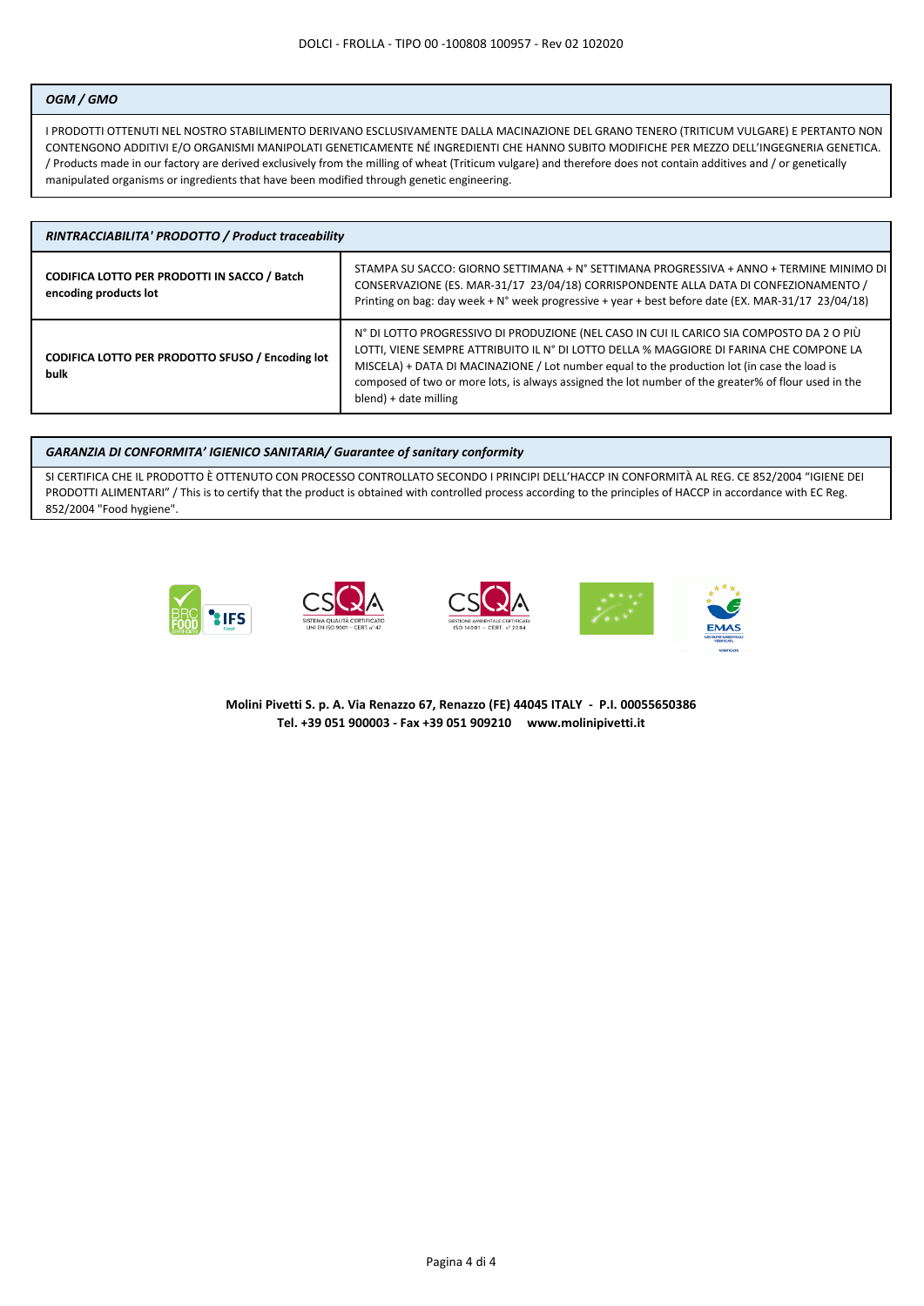## *OGM / GMO*

I PRODOTTI OTTENUTI NEL NOSTRO STABILIMENTO DERIVANO ESCLUSIVAMENTE DALLA MACINAZIONE DEL GRANO TENERO (TRITICUM VULGARE) E PERTANTO NON CONTENGONO ADDITIVI E/O ORGANISMI MANIPOLATI GENETICAMENTE NÉ INGREDIENTI CHE HANNO SUBITO MODIFICHE PER MEZZO DELL'INGEGNERIA GENETICA. / Products made in our factory are derived exclusively from the milling of wheat (Triticum vulgare) and therefore does not contain additives and / or genetically manipulated organisms or ingredients that have been modified through genetic engineering.

## *RINTRACCIABILITA' PRODOTTO / Product traceability*

| | |
|---|---|
| **CODIFICA LOTTO PER PRODOTTI IN SACCO / Batch encoding products lot** | STAMPA SU SACCO: GIORNO SETTIMANA + N° SETTIMANA PROGRESSIVA + ANNO + TERMINE MINIMO DI CONSERVAZIONE (ES. MAR-31/17 23/04/18) CORRISPONDENTE ALLA DATA DI CONFEZIONAMENTO / Printing on bag: day week + N° week progressive + year + best before date (EX. MAR-31/17 23/04/18) |
| **CODIFICA LOTTO PER PRODOTTO SFUSO / Encoding lot bulk** | N° DI LOTTO PROGRESSIVO DI PRODUZIONE (NEL CASO IN CUI IL CARICO SIA COMPOSTO DA 2 O PIÙ LOTTI, VIENE SEMPRE ATTRIBUITO IL N° DI LOTTO DELLA % MAGGIORE DI FARINA CHE COMPONE LA MISCELA) + DATA DI MACINAZIONE / Lot number equal to the production lot (in case the load is composed of two or more lots, is always assigned the lot number of the greater% of flour used in the blend) + date milling |

## *GARANZIA DI CONFORMITA' IGIENICO SANITARIA/ Guarantee of sanitary conformity*

SI CERTIFICA CHE IL PRODOTTO È OTTENUTO CON PROCESSO CONTROLLATO SECONDO I PRINCIPI DELL'HACCP IN CONFORMITÀ AL REG. CE 852/2004 "IGIENE DEI PRODOTTI ALIMENTARI" / This is to certify that the product is obtained with controlled process according to the principles of HACCP in accordance with EC Reg. 852/2004 "Food hygiene".

BRC FOOD CERTIFICATED · IFS Food · CSQA SISTEMA QUALITÀ CERTIFICATO UNI EN ISO 9001 – CERT. n° 47 · CSQA GESTIONE AMBIENTALE CERTIFICATA ISO 14001 – CERT. n° 2084 · EMAS GESTIONE AMBIENTALE VERIFICATA

**Molini Pivetti S. p. A. Via Renazzo 67, Renazzo (FE) 44045 ITALY - P.I. 00055650386**
**Tel. +39 051 900003 - Fax +39 051 909210 www.molinipivetti.it**